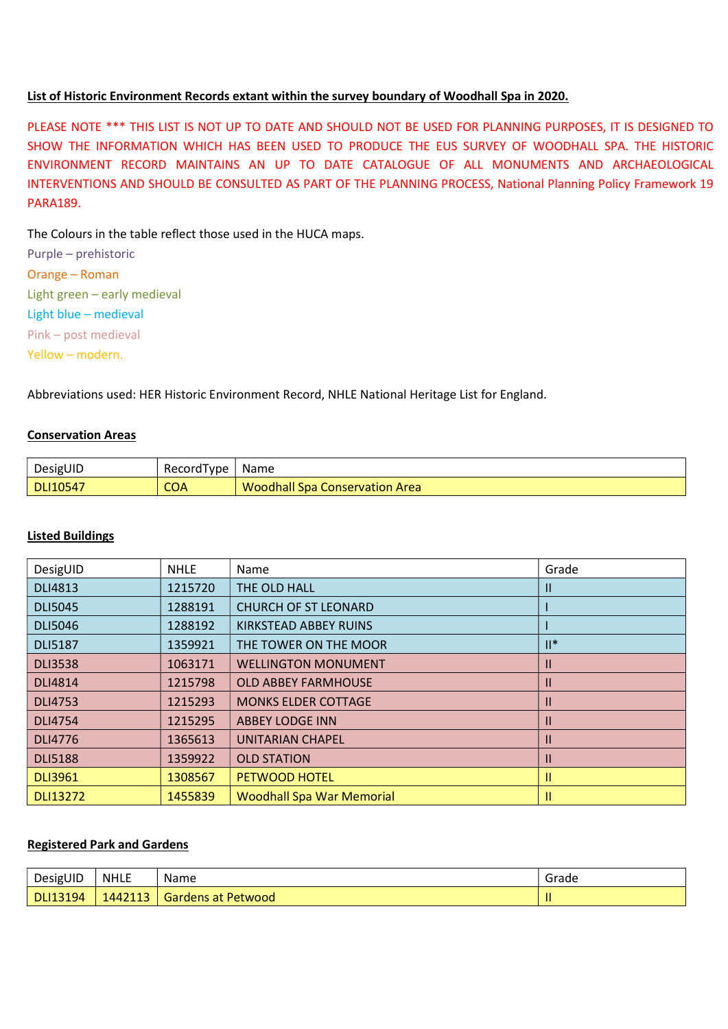**List of Historic Environment Records extant within the survey boundary of Woodhall Spa in 2020.**

PLEASE NOTE *** THIS LIST IS NOT UP TO DATE AND SHOULD NOT BE USED FOR PLANNING PURPOSES, IT IS DESIGNED TO SHOW THE INFORMATION WHICH HAS BEEN USED TO PRODUCE THE EUS SURVEY OF WOODHALL SPA. THE HISTORIC ENVIRONMENT RECORD MAINTAINS AN UP TO DATE CATALOGUE OF ALL MONUMENTS AND ARCHAEOLOGICAL INTERVENTIONS AND SHOULD BE CONSULTED AS PART OF THE PLANNING PROCESS, National Planning Policy Framework 19 PARA189.

The Colours in the table reflect those used in the HUCA maps.

Purple – prehistoric
Orange – Roman
Light green – early medieval
Light blue – medieval
Pink – post medieval
Yellow – modern.

Abbreviations used: HER Historic Environment Record, NHLE National Heritage List for England.

**Conservation Areas**

| DesigUID | RecordType | Name |
|---|---|---|
| DLI10547 | COA | Woodhall Spa Conservation Area |

**Listed Buildings**

| DesigUID | NHLE | Name | Grade |
|---|---|---|---|
| DLI4813 | 1215720 | THE OLD HALL | II |
| DLI5045 | 1288191 | CHURCH OF ST LEONARD | I |
| DLI5046 | 1288192 | KIRKSTEAD ABBEY RUINS | I |
| DLI5187 | 1359921 | THE TOWER ON THE MOOR | II* |
| DLI3538 | 1063171 | WELLINGTON MONUMENT | II |
| DLI4814 | 1215798 | OLD ABBEY FARMHOUSE | II |
| DLI4753 | 1215293 | MONKS ELDER COTTAGE | II |
| DLI4754 | 1215295 | ABBEY LODGE INN | II |
| DLI4776 | 1365613 | UNITARIAN CHAPEL | II |
| DLI5188 | 1359922 | OLD STATION | II |
| DLI3961 | 1308567 | PETWOOD HOTEL | II |
| DLI13272 | 1455839 | Woodhall Spa War Memorial | II |

**Registered Park and Gardens**

| DesigUID | NHLE | Name | Grade |
|---|---|---|---|
| DLI13194 | 1442113 | Gardens at Petwood | II |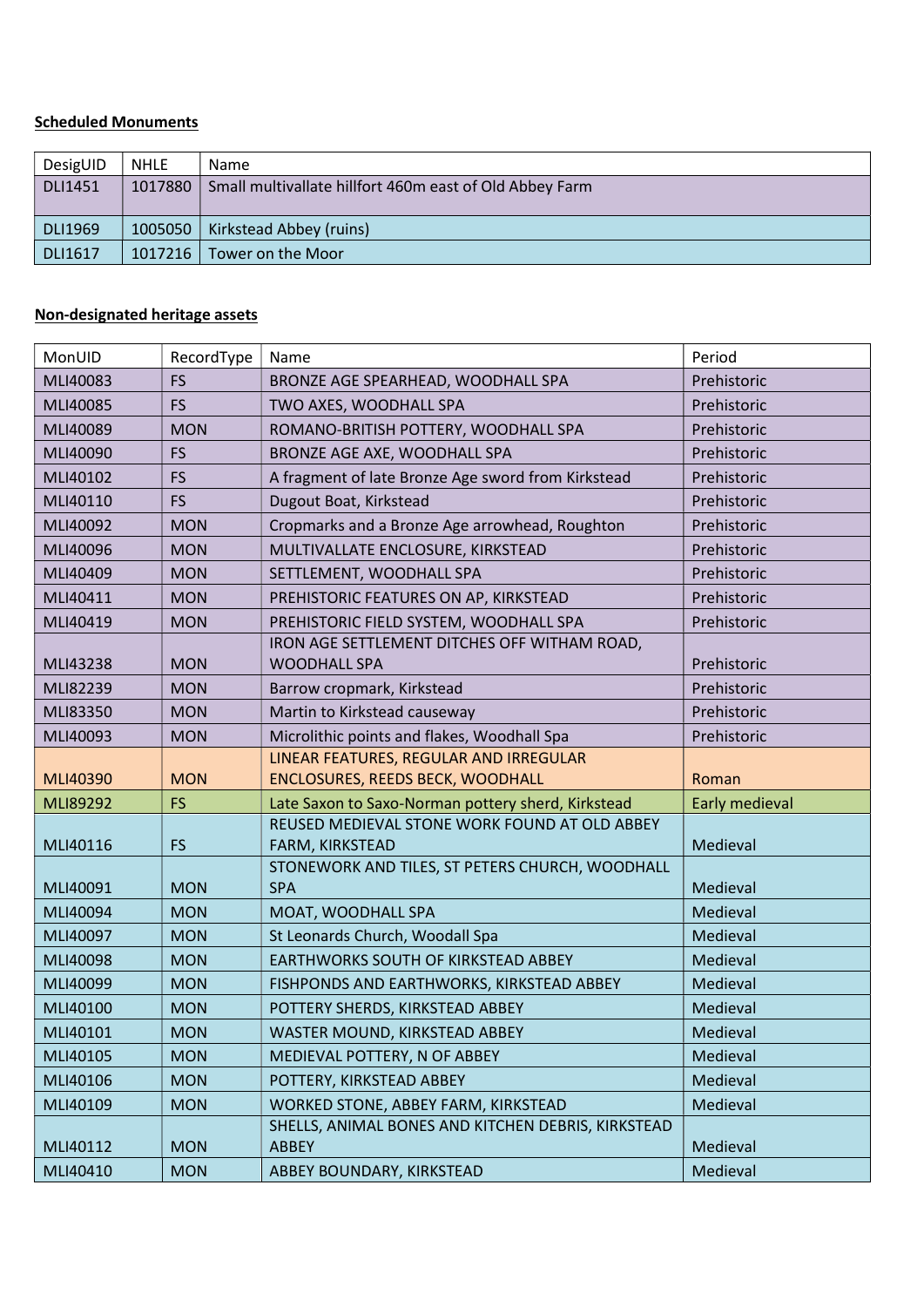**Scheduled Monuments**

| DesigUID | NHLE | Name |
|---|---|---|
| DLI1451 | 1017880 | Small multivallate hillfort 460m east of Old Abbey Farm |
| DLI1969 | 1005050 | Kirkstead Abbey (ruins) |
| DLI1617 | 1017216 | Tower on the Moor |

**Non-designated heritage assets**

| MonUID | RecordType | Name | Period |
|---|---|---|---|
| MLI40083 | FS | BRONZE AGE SPEARHEAD, WOODHALL SPA | Prehistoric |
| MLI40085 | FS | TWO AXES, WOODHALL SPA | Prehistoric |
| MLI40089 | MON | ROMANO-BRITISH POTTERY, WOODHALL SPA | Prehistoric |
| MLI40090 | FS | BRONZE AGE AXE, WOODHALL SPA | Prehistoric |
| MLI40102 | FS | A fragment of late Bronze Age sword from Kirkstead | Prehistoric |
| MLI40110 | FS | Dugout Boat, Kirkstead | Prehistoric |
| MLI40092 | MON | Cropmarks and a Bronze Age arrowhead, Roughton | Prehistoric |
| MLI40096 | MON | MULTIVALLATE ENCLOSURE, KIRKSTEAD | Prehistoric |
| MLI40409 | MON | SETTLEMENT, WOODHALL SPA | Prehistoric |
| MLI40411 | MON | PREHISTORIC FEATURES ON AP, KIRKSTEAD | Prehistoric |
| MLI40419 | MON | PREHISTORIC FIELD SYSTEM, WOODHALL SPA | Prehistoric |
| MLI43238 | MON | IRON AGE SETTLEMENT DITCHES OFF WITHAM ROAD, WOODHALL SPA | Prehistoric |
| MLI82239 | MON | Barrow cropmark, Kirkstead | Prehistoric |
| MLI83350 | MON | Martin to Kirkstead causeway | Prehistoric |
| MLI40093 | MON | Microlithic points and flakes, Woodhall Spa | Prehistoric |
| MLI40390 | MON | LINEAR FEATURES, REGULAR AND IRREGULAR ENCLOSURES, REEDS BECK, WOODHALL | Roman |
| MLI89292 | FS | Late Saxon to Saxo-Norman pottery sherd, Kirkstead | Early medieval |
| MLI40116 | FS | REUSED MEDIEVAL STONE WORK FOUND AT OLD ABBEY FARM, KIRKSTEAD | Medieval |
| MLI40091 | MON | STONEWORK AND TILES, ST PETERS CHURCH, WOODHALL SPA | Medieval |
| MLI40094 | MON | MOAT, WOODHALL SPA | Medieval |
| MLI40097 | MON | St Leonards Church, Woodall Spa | Medieval |
| MLI40098 | MON | EARTHWORKS SOUTH OF KIRKSTEAD ABBEY | Medieval |
| MLI40099 | MON | FISHPONDS AND EARTHWORKS, KIRKSTEAD ABBEY | Medieval |
| MLI40100 | MON | POTTERY SHERDS, KIRKSTEAD ABBEY | Medieval |
| MLI40101 | MON | WASTER MOUND, KIRKSTEAD ABBEY | Medieval |
| MLI40105 | MON | MEDIEVAL POTTERY, N OF ABBEY | Medieval |
| MLI40106 | MON | POTTERY, KIRKSTEAD ABBEY | Medieval |
| MLI40109 | MON | WORKED STONE, ABBEY FARM, KIRKSTEAD | Medieval |
| MLI40112 | MON | SHELLS, ANIMAL BONES AND KITCHEN DEBRIS, KIRKSTEAD ABBEY | Medieval |
| MLI40410 | MON | ABBEY BOUNDARY, KIRKSTEAD | Medieval |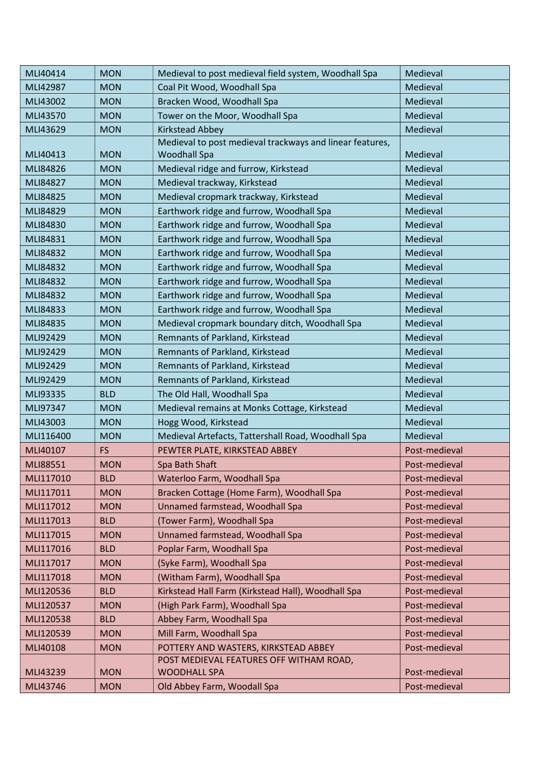| MLI40414 | MON | Medieval to post medieval field system, Woodhall Spa | Medieval |
|---|---|---|---|
| MLI42987 | MON | Coal Pit Wood, Woodhall Spa | Medieval |
| MLI43002 | MON | Bracken Wood, Woodhall Spa | Medieval |
| MLI43570 | MON | Tower on the Moor, Woodhall Spa | Medieval |
| MLI43629 | MON | Kirkstead Abbey | Medieval |
| MLI40413 | MON | Medieval to post medieval trackways and linear features, Woodhall Spa | Medieval |
| MLI84826 | MON | Medieval ridge and furrow, Kirkstead | Medieval |
| MLI84827 | MON | Medieval trackway, Kirkstead | Medieval |
| MLI84825 | MON | Medieval cropmark trackway, Kirkstead | Medieval |
| MLI84829 | MON | Earthwork ridge and furrow, Woodhall Spa | Medieval |
| MLI84830 | MON | Earthwork ridge and furrow, Woodhall Spa | Medieval |
| MLI84831 | MON | Earthwork ridge and furrow, Woodhall Spa | Medieval |
| MLI84832 | MON | Earthwork ridge and furrow, Woodhall Spa | Medieval |
| MLI84832 | MON | Earthwork ridge and furrow, Woodhall Spa | Medieval |
| MLI84832 | MON | Earthwork ridge and furrow, Woodhall Spa | Medieval |
| MLI84832 | MON | Earthwork ridge and furrow, Woodhall Spa | Medieval |
| MLI84833 | MON | Earthwork ridge and furrow, Woodhall Spa | Medieval |
| MLI84835 | MON | Medieval cropmark boundary ditch, Woodhall Spa | Medieval |
| MLI92429 | MON | Remnants of Parkland, Kirkstead | Medieval |
| MLI92429 | MON | Remnants of Parkland, Kirkstead | Medieval |
| MLI92429 | MON | Remnants of Parkland, Kirkstead | Medieval |
| MLI92429 | MON | Remnants of Parkland, Kirkstead | Medieval |
| MLI93335 | BLD | The Old Hall, Woodhall Spa | Medieval |
| MLI97347 | MON | Medieval remains at Monks Cottage, Kirkstead | Medieval |
| MLI43003 | MON | Hogg Wood, Kirkstead | Medieval |
| MLI116400 | MON | Medieval Artefacts, Tattershall Road, Woodhall Spa | Medieval |
| MLI40107 | FS | PEWTER PLATE, KIRKSTEAD ABBEY | Post-medieval |
| MLI88551 | MON | Spa Bath Shaft | Post-medieval |
| MLI117010 | BLD | Waterloo Farm, Woodhall Spa | Post-medieval |
| MLI117011 | MON | Bracken Cottage (Home Farm), Woodhall Spa | Post-medieval |
| MLI117012 | MON | Unnamed farmstead, Woodhall Spa | Post-medieval |
| MLI117013 | BLD | (Tower Farm), Woodhall Spa | Post-medieval |
| MLI117015 | MON | Unnamed farmstead, Woodhall Spa | Post-medieval |
| MLI117016 | BLD | Poplar Farm, Woodhall Spa | Post-medieval |
| MLI117017 | MON | (Syke Farm), Woodhall Spa | Post-medieval |
| MLI117018 | MON | (Witham Farm), Woodhall Spa | Post-medieval |
| MLI120536 | BLD | Kirkstead Hall Farm (Kirkstead Hall), Woodhall Spa | Post-medieval |
| MLI120537 | MON | (High Park Farm), Woodhall Spa | Post-medieval |
| MLI120538 | BLD | Abbey Farm, Woodhall Spa | Post-medieval |
| MLI120539 | MON | Mill Farm, Woodhall Spa | Post-medieval |
| MLI40108 | MON | POTTERY AND WASTERS, KIRKSTEAD ABBEY | Post-medieval |
| MLI43239 | MON | POST MEDIEVAL FEATURES OFF WITHAM ROAD, WOODHALL SPA | Post-medieval |
| MLI43746 | MON | Old Abbey Farm, Woodall Spa | Post-medieval |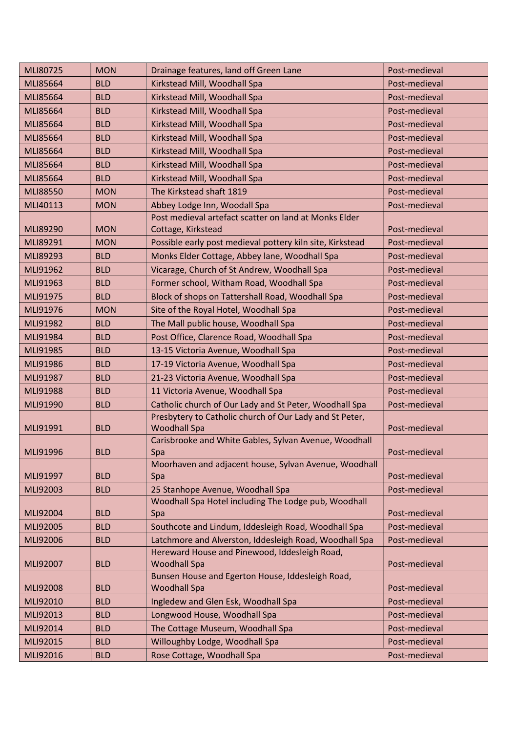| | | | |
|---|---|---|---|
| MLI80725 | MON | Drainage features, land off Green Lane | Post-medieval |
| MLI85664 | BLD | Kirkstead Mill, Woodhall Spa | Post-medieval |
| MLI85664 | BLD | Kirkstead Mill, Woodhall Spa | Post-medieval |
| MLI85664 | BLD | Kirkstead Mill, Woodhall Spa | Post-medieval |
| MLI85664 | BLD | Kirkstead Mill, Woodhall Spa | Post-medieval |
| MLI85664 | BLD | Kirkstead Mill, Woodhall Spa | Post-medieval |
| MLI85664 | BLD | Kirkstead Mill, Woodhall Spa | Post-medieval |
| MLI85664 | BLD | Kirkstead Mill, Woodhall Spa | Post-medieval |
| MLI85664 | BLD | Kirkstead Mill, Woodhall Spa | Post-medieval |
| MLI88550 | MON | The Kirkstead shaft 1819 | Post-medieval |
| MLI40113 | MON | Abbey Lodge Inn, Woodall Spa | Post-medieval |
| MLI89290 | MON | Post medieval artefact scatter on land at Monks Elder Cottage, Kirkstead | Post-medieval |
| MLI89291 | MON | Possible early post medieval pottery kiln site, Kirkstead | Post-medieval |
| MLI89293 | BLD | Monks Elder Cottage, Abbey lane, Woodhall Spa | Post-medieval |
| MLI91962 | BLD | Vicarage, Church of St Andrew, Woodhall Spa | Post-medieval |
| MLI91963 | BLD | Former school, Witham Road, Woodhall Spa | Post-medieval |
| MLI91975 | BLD | Block of shops on Tattershall Road, Woodhall Spa | Post-medieval |
| MLI91976 | MON | Site of the Royal Hotel, Woodhall Spa | Post-medieval |
| MLI91982 | BLD | The Mall public house, Woodhall Spa | Post-medieval |
| MLI91984 | BLD | Post Office, Clarence Road, Woodhall Spa | Post-medieval |
| MLI91985 | BLD | 13-15 Victoria Avenue, Woodhall Spa | Post-medieval |
| MLI91986 | BLD | 17-19 Victoria Avenue, Woodhall Spa | Post-medieval |
| MLI91987 | BLD | 21-23 Victoria Avenue, Woodhall Spa | Post-medieval |
| MLI91988 | BLD | 11 Victoria Avenue, Woodhall Spa | Post-medieval |
| MLI91990 | BLD | Catholic church of Our Lady and St Peter, Woodhall Spa | Post-medieval |
| MLI91991 | BLD | Presbytery to Catholic church of Our Lady and St Peter, Woodhall Spa | Post-medieval |
| MLI91996 | BLD | Carisbrooke and White Gables, Sylvan Avenue, Woodhall Spa | Post-medieval |
| MLI91997 | BLD | Moorhaven and adjacent house, Sylvan Avenue, Woodhall Spa | Post-medieval |
| MLI92003 | BLD | 25 Stanhope Avenue, Woodhall Spa | Post-medieval |
| MLI92004 | BLD | Woodhall Spa Hotel including The Lodge pub, Woodhall Spa | Post-medieval |
| MLI92005 | BLD | Southcote and Lindum, Iddesleigh Road, Woodhall Spa | Post-medieval |
| MLI92006 | BLD | Latchmore and Alverston, Iddesleigh Road, Woodhall Spa | Post-medieval |
| MLI92007 | BLD | Hereward House and Pinewood, Iddesleigh Road, Woodhall Spa | Post-medieval |
| MLI92008 | BLD | Bunsen House and Egerton House, Iddesleigh Road, Woodhall Spa | Post-medieval |
| MLI92010 | BLD | Ingledew and Glen Esk, Woodhall Spa | Post-medieval |
| MLI92013 | BLD | Longwood House, Woodhall Spa | Post-medieval |
| MLI92014 | BLD | The Cottage Museum, Woodhall Spa | Post-medieval |
| MLI92015 | BLD | Willoughby Lodge, Woodhall Spa | Post-medieval |
| MLI92016 | BLD | Rose Cottage, Woodhall Spa | Post-medieval |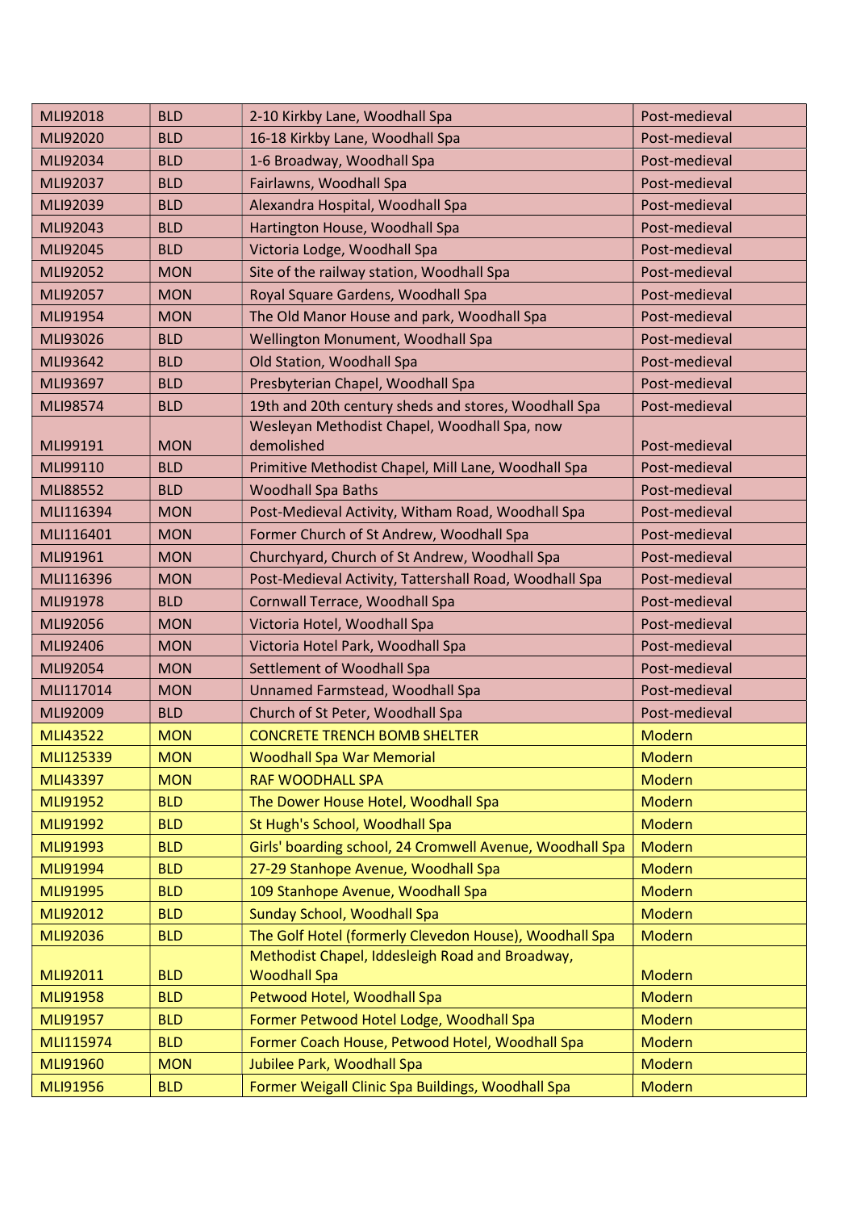| | | | |
|---|---|---|---|
| MLI92018 | BLD | 2-10 Kirkby Lane, Woodhall Spa | Post-medieval |
| MLI92020 | BLD | 16-18 Kirkby Lane, Woodhall Spa | Post-medieval |
| MLI92034 | BLD | 1-6 Broadway, Woodhall Spa | Post-medieval |
| MLI92037 | BLD | Fairlawns, Woodhall Spa | Post-medieval |
| MLI92039 | BLD | Alexandra Hospital, Woodhall Spa | Post-medieval |
| MLI92043 | BLD | Hartington House, Woodhall Spa | Post-medieval |
| MLI92045 | BLD | Victoria Lodge, Woodhall Spa | Post-medieval |
| MLI92052 | MON | Site of the railway station, Woodhall Spa | Post-medieval |
| MLI92057 | MON | Royal Square Gardens, Woodhall Spa | Post-medieval |
| MLI91954 | MON | The Old Manor House and park, Woodhall Spa | Post-medieval |
| MLI93026 | BLD | Wellington Monument, Woodhall Spa | Post-medieval |
| MLI93642 | BLD | Old Station, Woodhall Spa | Post-medieval |
| MLI93697 | BLD | Presbyterian Chapel, Woodhall Spa | Post-medieval |
| MLI98574 | BLD | 19th and 20th century sheds and stores, Woodhall Spa | Post-medieval |
| MLI99191 | MON | Wesleyan Methodist Chapel, Woodhall Spa, now demolished | Post-medieval |
| MLI99110 | BLD | Primitive Methodist Chapel, Mill Lane, Woodhall Spa | Post-medieval |
| MLI88552 | BLD | Woodhall Spa Baths | Post-medieval |
| MLI116394 | MON | Post-Medieval Activity, Witham Road, Woodhall Spa | Post-medieval |
| MLI116401 | MON | Former Church of St Andrew, Woodhall Spa | Post-medieval |
| MLI91961 | MON | Churchyard, Church of St Andrew, Woodhall Spa | Post-medieval |
| MLI116396 | MON | Post-Medieval Activity, Tattershall Road, Woodhall Spa | Post-medieval |
| MLI91978 | BLD | Cornwall Terrace, Woodhall Spa | Post-medieval |
| MLI92056 | MON | Victoria Hotel, Woodhall Spa | Post-medieval |
| MLI92406 | MON | Victoria Hotel Park, Woodhall Spa | Post-medieval |
| MLI92054 | MON | Settlement of Woodhall Spa | Post-medieval |
| MLI117014 | MON | Unnamed Farmstead, Woodhall Spa | Post-medieval |
| MLI92009 | BLD | Church of St Peter, Woodhall Spa | Post-medieval |
| MLI43522 | MON | CONCRETE TRENCH BOMB SHELTER | Modern |
| MLI125339 | MON | Woodhall Spa War Memorial | Modern |
| MLI43397 | MON | RAF WOODHALL SPA | Modern |
| MLI91952 | BLD | The Dower House Hotel, Woodhall Spa | Modern |
| MLI91992 | BLD | St Hugh's School, Woodhall Spa | Modern |
| MLI91993 | BLD | Girls' boarding school, 24 Cromwell Avenue, Woodhall Spa | Modern |
| MLI91994 | BLD | 27-29 Stanhope Avenue, Woodhall Spa | Modern |
| MLI91995 | BLD | 109 Stanhope Avenue, Woodhall Spa | Modern |
| MLI92012 | BLD | Sunday School, Woodhall Spa | Modern |
| MLI92036 | BLD | The Golf Hotel (formerly Clevedon House), Woodhall Spa | Modern |
| MLI92011 | BLD | Methodist Chapel, Iddesleigh Road and Broadway, Woodhall Spa | Modern |
| MLI91958 | BLD | Petwood Hotel, Woodhall Spa | Modern |
| MLI91957 | BLD | Former Petwood Hotel Lodge, Woodhall Spa | Modern |
| MLI115974 | BLD | Former Coach House, Petwood Hotel, Woodhall Spa | Modern |
| MLI91960 | MON | Jubilee Park, Woodhall Spa | Modern |
| MLI91956 | BLD | Former Weigall Clinic Spa Buildings, Woodhall Spa | Modern |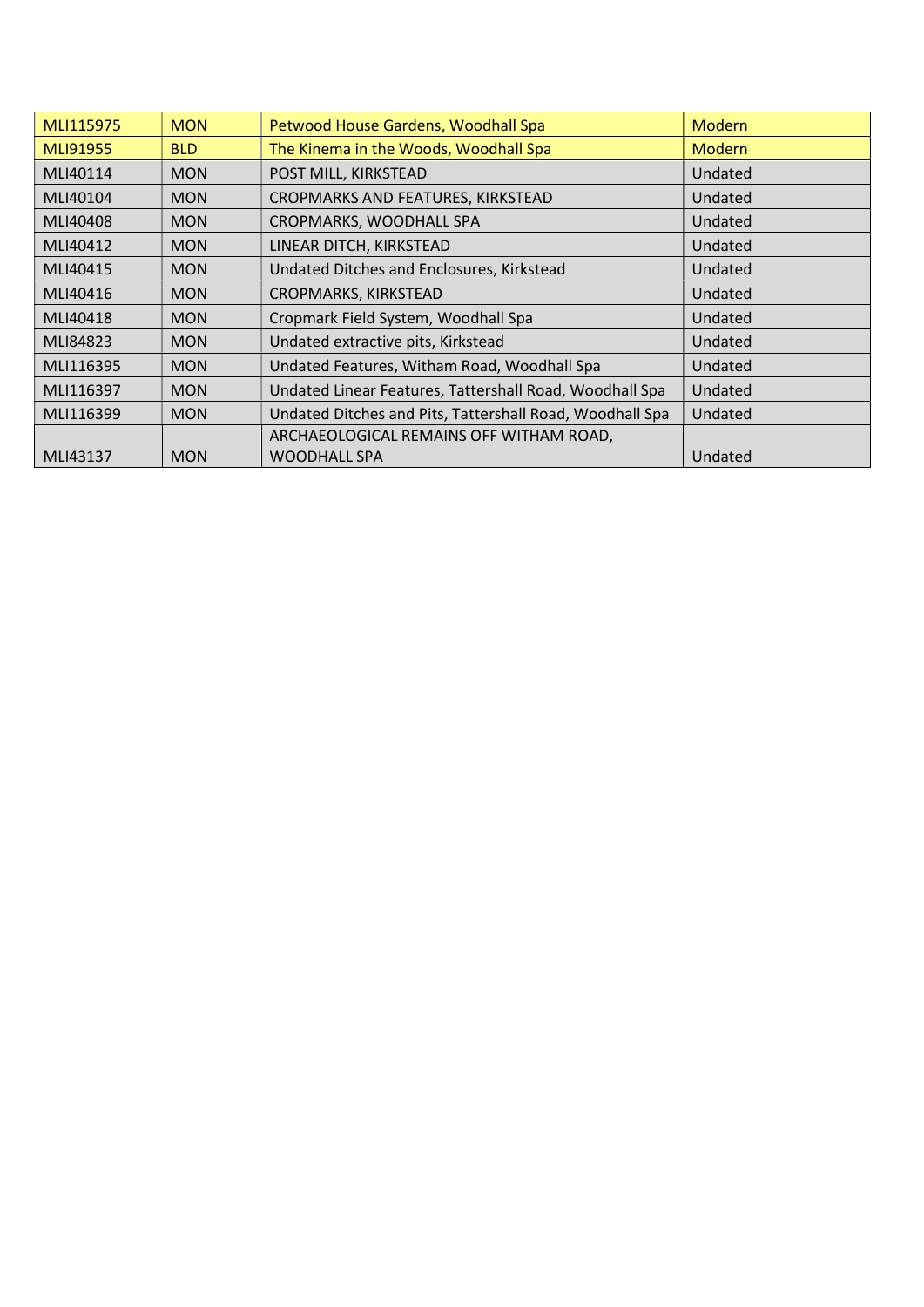| | | | |
|---|---|---|---|
| MLI115975 | MON | Petwood House Gardens, Woodhall Spa | Modern |
| MLI91955 | BLD | The Kinema in the Woods, Woodhall Spa | Modern |
| MLI40114 | MON | POST MILL, KIRKSTEAD | Undated |
| MLI40104 | MON | CROPMARKS AND FEATURES, KIRKSTEAD | Undated |
| MLI40408 | MON | CROPMARKS, WOODHALL SPA | Undated |
| MLI40412 | MON | LINEAR DITCH, KIRKSTEAD | Undated |
| MLI40415 | MON | Undated Ditches and Enclosures, Kirkstead | Undated |
| MLI40416 | MON | CROPMARKS, KIRKSTEAD | Undated |
| MLI40418 | MON | Cropmark Field System, Woodhall Spa | Undated |
| MLI84823 | MON | Undated extractive pits, Kirkstead | Undated |
| MLI116395 | MON | Undated Features, Witham Road, Woodhall Spa | Undated |
| MLI116397 | MON | Undated Linear Features, Tattershall Road, Woodhall Spa | Undated |
| MLI116399 | MON | Undated Ditches and Pits, Tattershall Road, Woodhall Spa | Undated |
| MLI43137 | MON | ARCHAEOLOGICAL REMAINS OFF WITHAM ROAD, WOODHALL SPA | Undated |